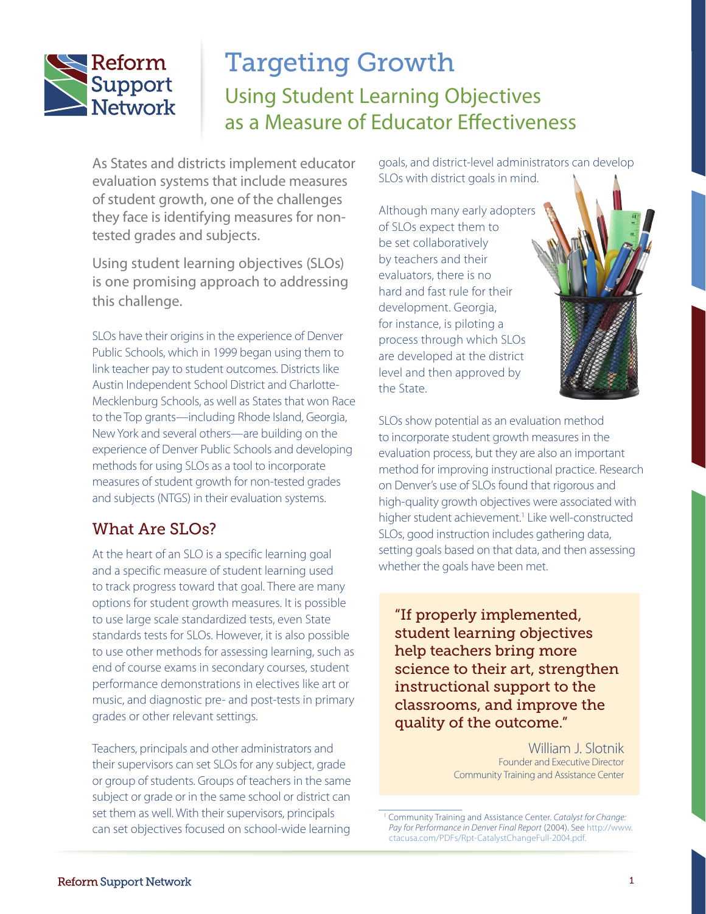# Targeting Growth

## Using Student Learning Objectives as a Measure of Educator Effectiveness

As States and districts implement educator evaluation systems that include measures of student growth, one of the challenges they face is identifying measures for non-tested grades and subjects.

Using student learning objectives (SLOs) is one promising approach to addressing this challenge.

SLOs have their origins in the experience of Denver Public Schools, which in 1999 began using them to link teacher pay to student outcomes. Districts like Austin Independent School District and Charlotte-Mecklenburg Schools, as well as States that won Race to the Top grants—including Rhode Island, Georgia, New York and several others—are building on the experience of Denver Public Schools and developing methods for using SLOs as a tool to incorporate measures of student growth for non-tested grades and subjects (NTGS) in their evaluation systems.

## What Are SLOs?

At the heart of an SLO is a specific learning goal and a specific measure of student learning used to track progress toward that goal. There are many options for student growth measures. It is possible to use large scale standardized tests, even State standards tests for SLOs. However, it is also possible to use other methods for assessing learning, such as end of course exams in secondary courses, student performance demonstrations in electives like art or music, and diagnostic pre- and post-tests in primary grades or other relevant settings.

Teachers, principals and other administrators and their supervisors can set SLOs for any subject, grade or group of students. Groups of teachers in the same subject or grade or in the same school or district can set them as well. With their supervisors, principals can set objectives focused on school-wide learning goals, and district-level administrators can develop SLOs with district goals in mind.

Although many early adopters of SLOs expect them to be set collaboratively by teachers and their evaluators, there is no hard and fast rule for their development. Georgia, for instance, is piloting a process through which SLOs are developed at the district level and then approved by the State.

SLOs show potential as an evaluation method to incorporate student growth measures in the evaluation process, but they are also an important method for improving instructional practice. Research on Denver's use of SLOs found that rigorous and high-quality growth objectives were associated with higher student achievement.[1] Like well-constructed SLOs, good instruction includes gathering data, setting goals based on that data, and then assessing whether the goals have been met.

> "If properly implemented, student learning objectives help teachers bring more science to their art, strengthen instructional support to the classrooms, and improve the quality of the outcome."
>
> William J. Slotnik
> Founder and Executive Director
> Community Training and Assistance Center

[1] Community Training and Assistance Center. *Catalyst for Change: Pay for Performance in Denver Final Report* (2004). See http://www.ctacusa.com/PDFs/Rpt-CatalystChangeFull-2004.pdf.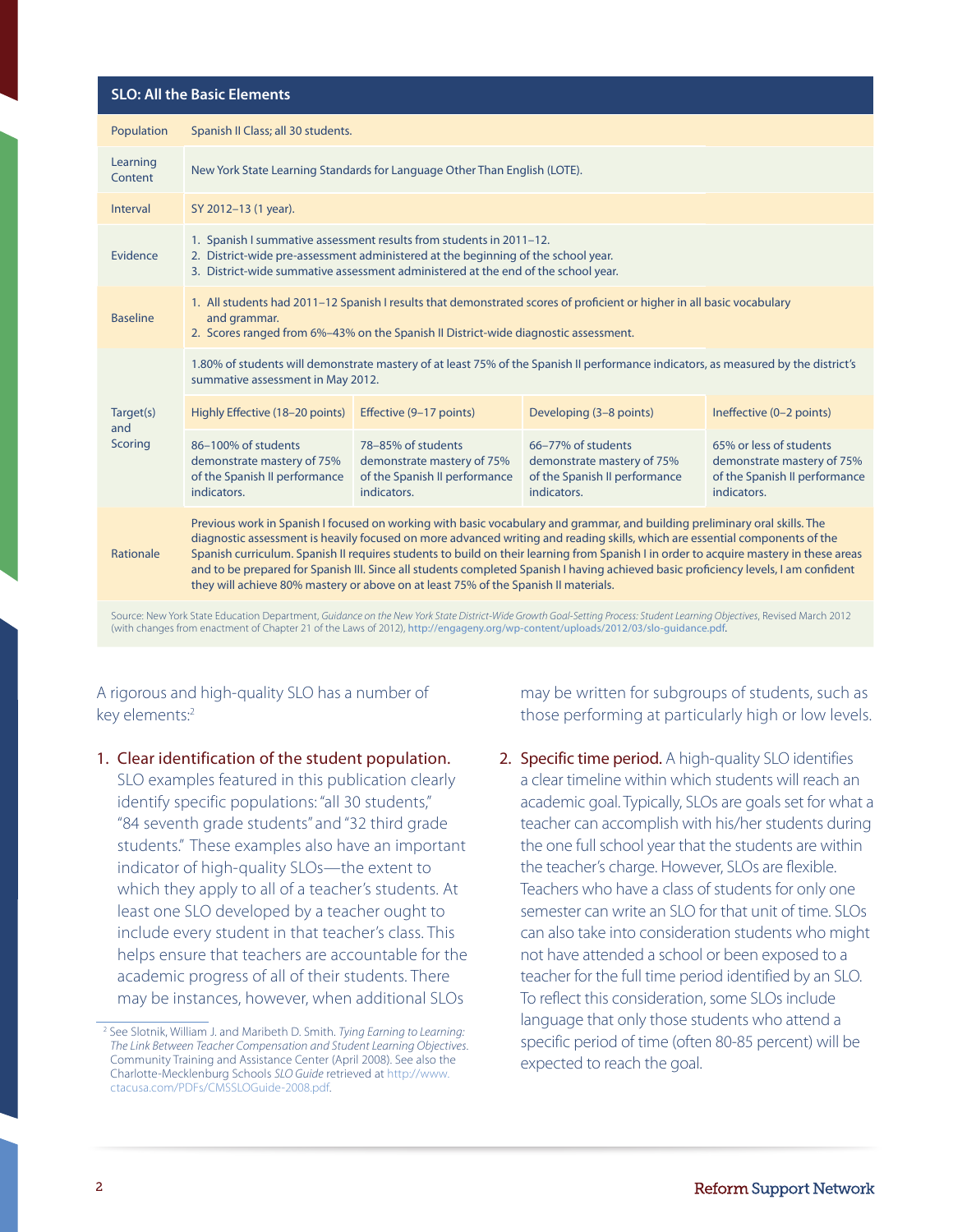**SLO: All the Basic Elements**

| | | | | |
|---|---|---|---|---|
| Population | Spanish II Class; all 30 students. | | | |
| Learning Content | New York State Learning Standards for Language Other Than English (LOTE). | | | |
| Interval | SY 2012–13 (1 year). | | | |
| Evidence | 1. Spanish I summative assessment results from students in 2011–12.<br>2. District-wide pre-assessment administered at the beginning of the school year.<br>3. District-wide summative assessment administered at the end of the school year. | | | |
| Baseline | 1. All students had 2011–12 Spanish I results that demonstrated scores of proficient or higher in all basic vocabulary and grammar.<br>2. Scores ranged from 6%–43% on the Spanish II District-wide diagnostic assessment. | | | |
| Target(s) and Scoring | 1.80% of students will demonstrate mastery of at least 75% of the Spanish II performance indicators, as measured by the district's summative assessment in May 2012. | | | |
| | Highly Effective (18–20 points) | Effective (9–17 points) | Developing (3–8 points) | Ineffective (0–2 points) |
| | 86–100% of students demonstrate mastery of 75% of the Spanish II performance indicators. | 78–85% of students demonstrate mastery of 75% of the Spanish II performance indicators. | 66–77% of students demonstrate mastery of 75% of the Spanish II performance indicators. | 65% or less of students demonstrate mastery of 75% of the Spanish II performance indicators. |
| Rationale | Previous work in Spanish I focused on working with basic vocabulary and grammar, and building preliminary oral skills. The diagnostic assessment is heavily focused on more advanced writing and reading skills, which are essential components of the Spanish curriculum. Spanish II requires students to build on their learning from Spanish I in order to acquire mastery in these areas and to be prepared for Spanish III. Since all students completed Spanish I having achieved basic proficiency levels, I am confident they will achieve 80% mastery or above on at least 75% of the Spanish II materials. | | | |

Source: New York State Education Department, *Guidance on the New York State District-Wide Growth Goal-Setting Process: Student Learning Objectives*, Revised March 2012 (with changes from enactment of Chapter 21 of the Laws of 2012), http://engageny.org/wp-content/uploads/2012/03/slo-guidance.pdf.

A rigorous and high-quality SLO has a number of key elements:[2]

1. **Clear identification of the student population.** SLO examples featured in this publication clearly identify specific populations: "all 30 students," "84 seventh grade students" and "32 third grade students." These examples also have an important indicator of high-quality SLOs—the extent to which they apply to all of a teacher's students. At least one SLO developed by a teacher ought to include every student in that teacher's class. This helps ensure that teachers are accountable for the academic progress of all of their students. There may be instances, however, when additional SLOs may be written for subgroups of students, such as those performing at particularly high or low levels.

2. **Specific time period.** A high-quality SLO identifies a clear timeline within which students will reach an academic goal. Typically, SLOs are goals set for what a teacher can accomplish with his/her students during the one full school year that the students are within the teacher's charge. However, SLOs are flexible. Teachers who have a class of students for only one semester can write an SLO for that unit of time. SLOs can also take into consideration students who might not have attended a school or been exposed to a teacher for the full time period identified by an SLO. To reflect this consideration, some SLOs include language that only those students who attend a specific period of time (often 80-85 percent) will be expected to reach the goal.

[2] See Slotnik, William J. and Maribeth D. Smith. *Tying Earning to Learning: The Link Between Teacher Compensation and Student Learning Objectives.* Community Training and Assistance Center (April 2008). See also the Charlotte-Mecklenburg Schools *SLO Guide* retrieved at http://www.ctacusa.com/PDFs/CMSSLOGuide-2008.pdf.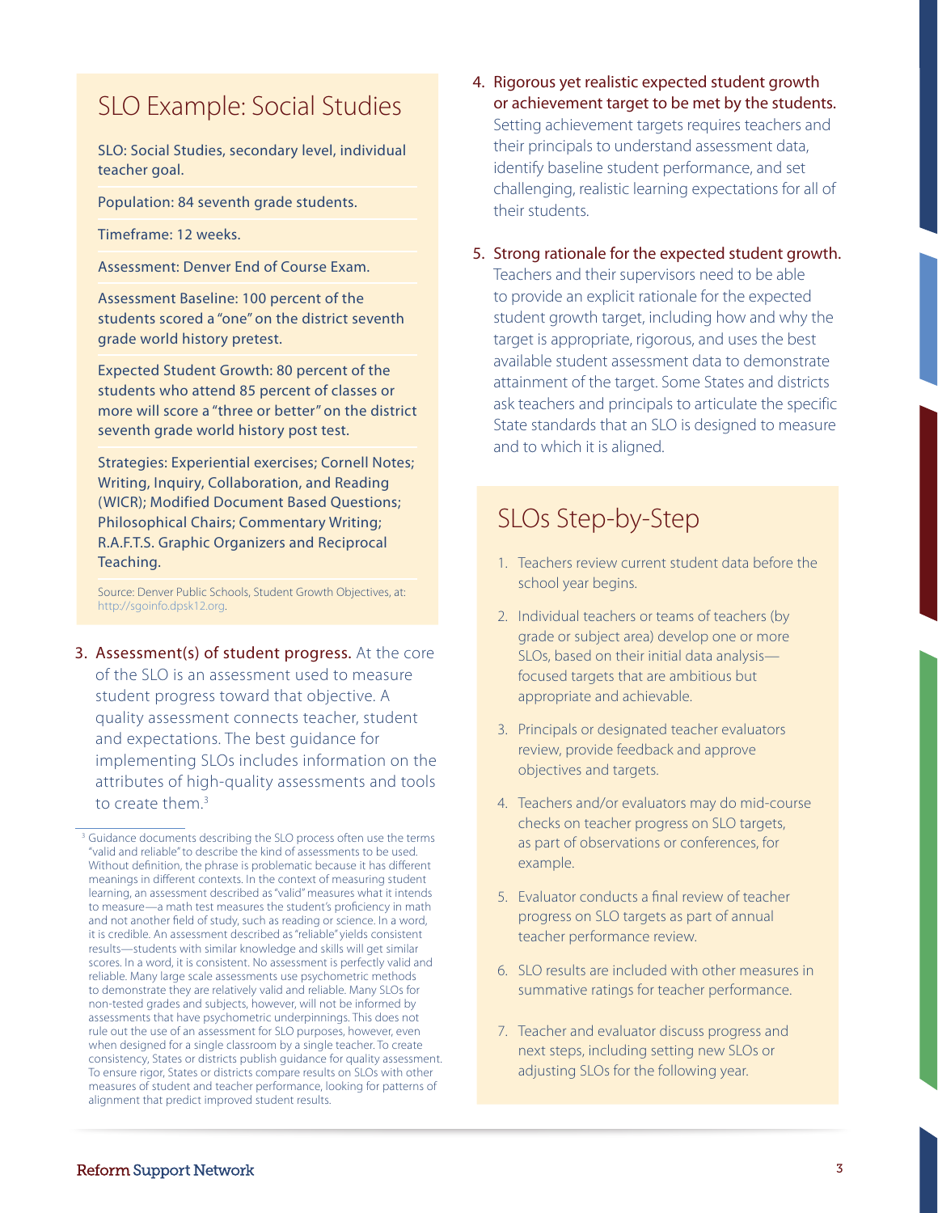## SLO Example: Social Studies

SLO: Social Studies, secondary level, individual teacher goal.

Population: 84 seventh grade students.

Timeframe: 12 weeks.

Assessment: Denver End of Course Exam.

Assessment Baseline: 100 percent of the students scored a "one" on the district seventh grade world history pretest.

Expected Student Growth: 80 percent of the students who attend 85 percent of classes or more will score a "three or better" on the district seventh grade world history post test.

Strategies: Experiential exercises; Cornell Notes; Writing, Inquiry, Collaboration, and Reading (WICR); Modified Document Based Questions; Philosophical Chairs; Commentary Writing; R.A.F.T.S. Graphic Organizers and Reciprocal Teaching.

Source: Denver Public Schools, Student Growth Objectives, at: http://sgoinfo.dpsk12.org.

3. **Assessment(s) of student progress.** At the core of the SLO is an assessment used to measure student progress toward that objective. A quality assessment connects teacher, student and expectations. The best guidance for implementing SLOs includes information on the attributes of high-quality assessments and tools to create them.[3]

4. **Rigorous yet realistic expected student growth or achievement target to be met by the students.** Setting achievement targets requires teachers and their principals to understand assessment data, identify baseline student performance, and set challenging, realistic learning expectations for all of their students.

5. **Strong rationale for the expected student growth.** Teachers and their supervisors need to be able to provide an explicit rationale for the expected student growth target, including how and why the target is appropriate, rigorous, and uses the best available student assessment data to demonstrate attainment of the target. Some States and districts ask teachers and principals to articulate the specific State standards that an SLO is designed to measure and to which it is aligned.

## SLOs Step-by-Step

1. Teachers review current student data before the school year begins.
2. Individual teachers or teams of teachers (by grade or subject area) develop one or more SLOs, based on their initial data analysis—focused targets that are ambitious but appropriate and achievable.
3. Principals or designated teacher evaluators review, provide feedback and approve objectives and targets.
4. Teachers and/or evaluators may do mid-course checks on teacher progress on SLO targets, as part of observations or conferences, for example.
5. Evaluator conducts a final review of teacher progress on SLO targets as part of annual teacher performance review.
6. SLO results are included with other measures in summative ratings for teacher performance.
7. Teacher and evaluator discuss progress and next steps, including setting new SLOs or adjusting SLOs for the following year.

---

[3] Guidance documents describing the SLO process often use the terms "valid and reliable" to describe the kind of assessments to be used. Without definition, the phrase is problematic because it has different meanings in different contexts. In the context of measuring student learning, an assessment described as "valid" measures what it intends to measure—a math test measures the student's proficiency in math and not another field of study, such as reading or science. In a word, it is credible. An assessment described as "reliable" yields consistent results—students with similar knowledge and skills will get similar scores. In a word, it is consistent. No assessment is perfectly valid and reliable. Many large scale assessments use psychometric methods to demonstrate they are relatively valid and reliable. Many SLOs for non-tested grades and subjects, however, will not be informed by assessments that have psychometric underpinnings. This does not rule out the use of an assessment for SLO purposes, however, even when designed for a single classroom by a single teacher. To create consistency, States or districts publish guidance for quality assessment. To ensure rigor, States or districts compare results on SLOs with other measures of student and teacher performance, looking for patterns of alignment that predict improved student results.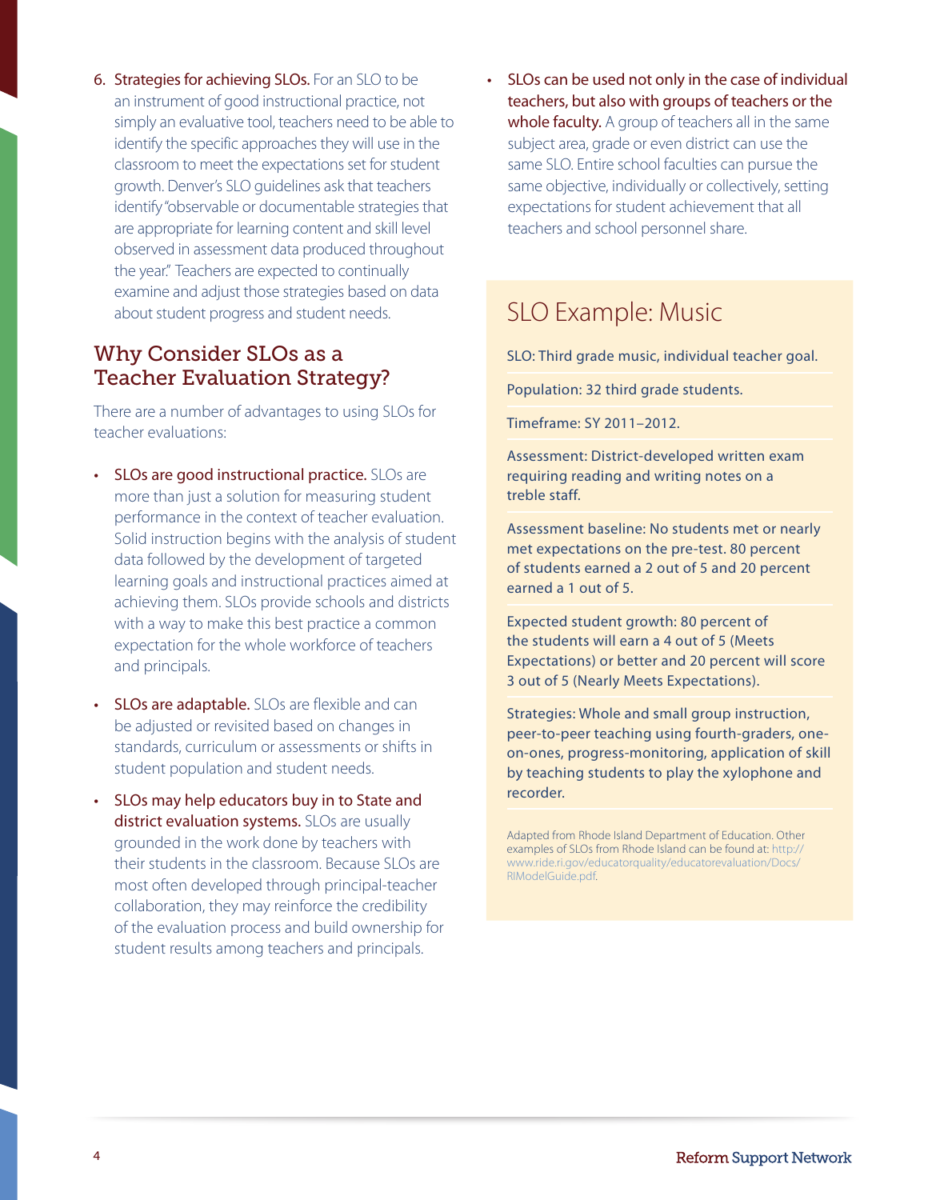6. **Strategies for achieving SLOs.** For an SLO to be an instrument of good instructional practice, not simply an evaluative tool, teachers need to be able to identify the specific approaches they will use in the classroom to meet the expectations set for student growth. Denver's SLO guidelines ask that teachers identify "observable or documentable strategies that are appropriate for learning content and skill level observed in assessment data produced throughout the year." Teachers are expected to continually examine and adjust those strategies based on data about student progress and student needs.

## Why Consider SLOs as a Teacher Evaluation Strategy?

There are a number of advantages to using SLOs for teacher evaluations:

- **SLOs are good instructional practice.** SLOs are more than just a solution for measuring student performance in the context of teacher evaluation. Solid instruction begins with the analysis of student data followed by the development of targeted learning goals and instructional practices aimed at achieving them. SLOs provide schools and districts with a way to make this best practice a common expectation for the whole workforce of teachers and principals.

- **SLOs are adaptable.** SLOs are flexible and can be adjusted or revisited based on changes in standards, curriculum or assessments or shifts in student population and student needs.

- **SLOs may help educators buy in to State and district evaluation systems.** SLOs are usually grounded in the work done by teachers with their students in the classroom. Because SLOs are most often developed through principal-teacher collaboration, they may reinforce the credibility of the evaluation process and build ownership for student results among teachers and principals.

- **SLOs can be used not only in the case of individual teachers, but also with groups of teachers or the whole faculty.** A group of teachers all in the same subject area, grade or even district can use the same SLO. Entire school faculties can pursue the same objective, individually or collectively, setting expectations for student achievement that all teachers and school personnel share.

## SLO Example: Music

SLO: Third grade music, individual teacher goal.

Population: 32 third grade students.

Timeframe: SY 2011–2012.

Assessment: District-developed written exam requiring reading and writing notes on a treble staff.

Assessment baseline: No students met or nearly met expectations on the pre-test. 80 percent of students earned a 2 out of 5 and 20 percent earned a 1 out of 5.

Expected student growth: 80 percent of the students will earn a 4 out of 5 (Meets Expectations) or better and 20 percent will score 3 out of 5 (Nearly Meets Expectations).

Strategies: Whole and small group instruction, peer-to-peer teaching using fourth-graders, one-on-ones, progress-monitoring, application of skill by teaching students to play the xylophone and recorder.

Adapted from Rhode Island Department of Education. Other examples of SLOs from Rhode Island can be found at: http://www.ride.ri.gov/educatorquality/educatorevaluation/Docs/RIModelGuide.pdf.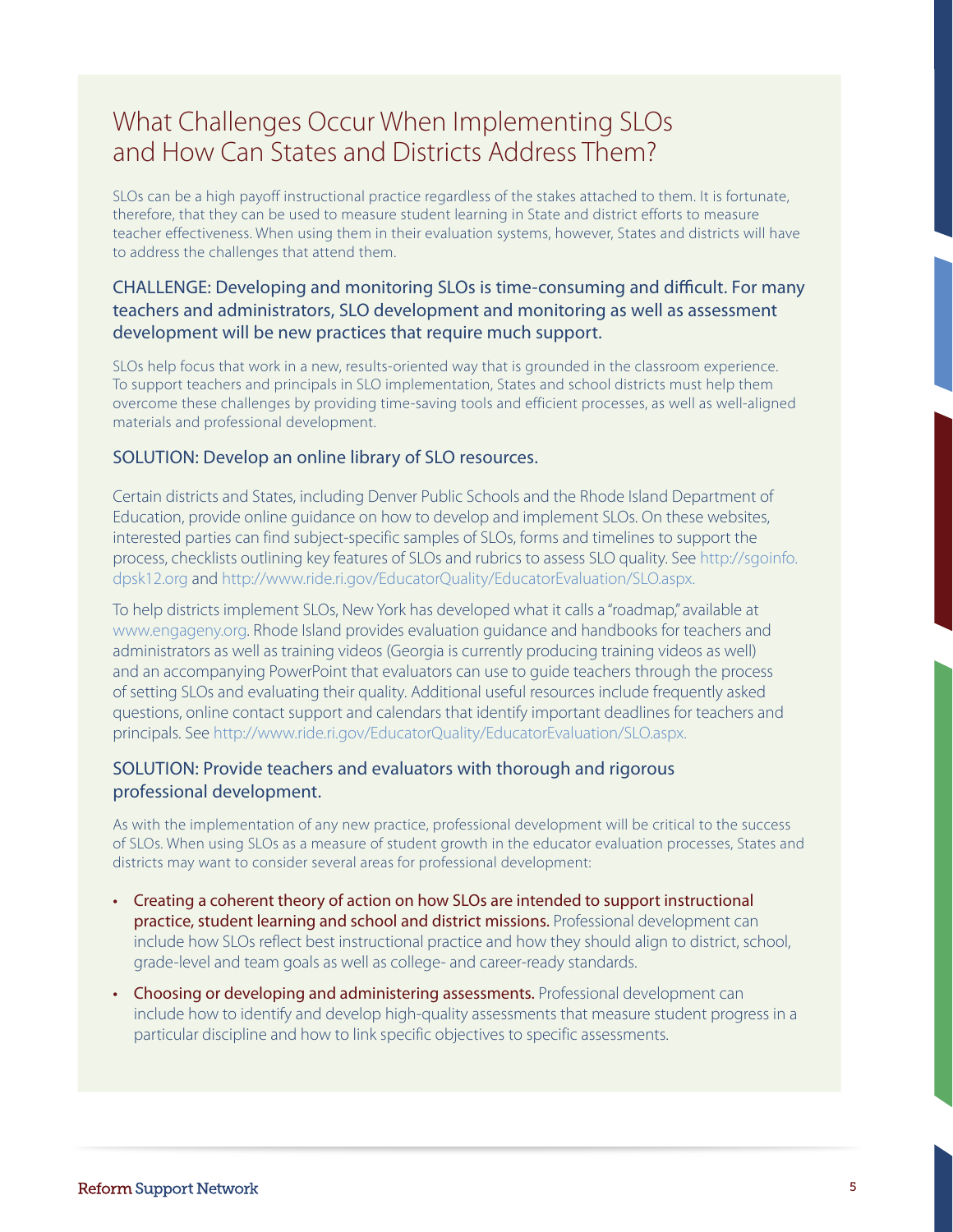## What Challenges Occur When Implementing SLOs and How Can States and Districts Address Them?

SLOs can be a high payoff instructional practice regardless of the stakes attached to them. It is fortunate, therefore, that they can be used to measure student learning in State and district efforts to measure teacher effectiveness. When using them in their evaluation systems, however, States and districts will have to address the challenges that attend them.

### CHALLENGE: Developing and monitoring SLOs is time-consuming and difficult. For many teachers and administrators, SLO development and monitoring as well as assessment development will be new practices that require much support.

SLOs help focus that work in a new, results-oriented way that is grounded in the classroom experience. To support teachers and principals in SLO implementation, States and school districts must help them overcome these challenges by providing time-saving tools and efficient processes, as well as well-aligned materials and professional development.

### SOLUTION: Develop an online library of SLO resources.

Certain districts and States, including Denver Public Schools and the Rhode Island Department of Education, provide online guidance on how to develop and implement SLOs. On these websites, interested parties can find subject-specific samples of SLOs, forms and timelines to support the process, checklists outlining key features of SLOs and rubrics to assess SLO quality. See http://sgoinfo.dpsk12.org and http://www.ride.ri.gov/EducatorQuality/EducatorEvaluation/SLO.aspx.

To help districts implement SLOs, New York has developed what it calls a "roadmap," available at www.engageny.org. Rhode Island provides evaluation guidance and handbooks for teachers and administrators as well as training videos (Georgia is currently producing training videos as well) and an accompanying PowerPoint that evaluators can use to guide teachers through the process of setting SLOs and evaluating their quality. Additional useful resources include frequently asked questions, online contact support and calendars that identify important deadlines for teachers and principals. See http://www.ride.ri.gov/EducatorQuality/EducatorEvaluation/SLO.aspx.

### SOLUTION: Provide teachers and evaluators with thorough and rigorous professional development.

As with the implementation of any new practice, professional development will be critical to the success of SLOs. When using SLOs as a measure of student growth in the educator evaluation processes, States and districts may want to consider several areas for professional development:

- **Creating a coherent theory of action on how SLOs are intended to support instructional practice, student learning and school and district missions.** Professional development can include how SLOs reflect best instructional practice and how they should align to district, school, grade-level and team goals as well as college- and career-ready standards.
- **Choosing or developing and administering assessments.** Professional development can include how to identify and develop high-quality assessments that measure student progress in a particular discipline and how to link specific objectives to specific assessments.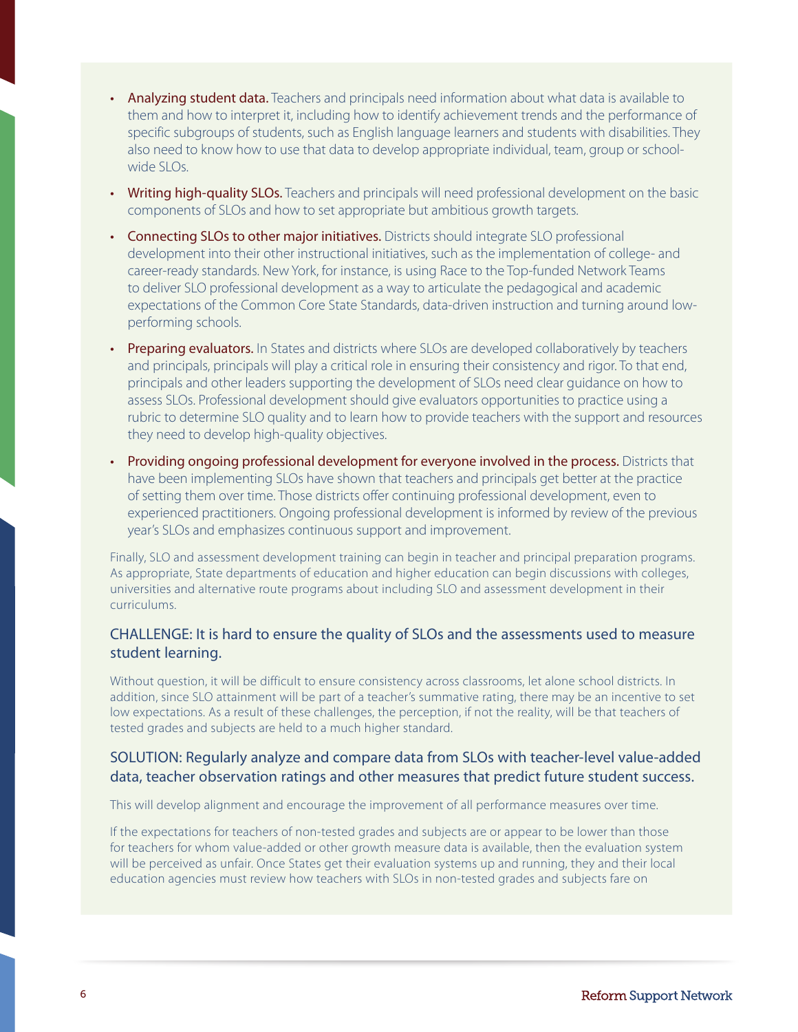- **Analyzing student data.** Teachers and principals need information about what data is available to them and how to interpret it, including how to identify achievement trends and the performance of specific subgroups of students, such as English language learners and students with disabilities. They also need to know how to use that data to develop appropriate individual, team, group or school-wide SLOs.
- **Writing high-quality SLOs.** Teachers and principals will need professional development on the basic components of SLOs and how to set appropriate but ambitious growth targets.
- **Connecting SLOs to other major initiatives.** Districts should integrate SLO professional development into their other instructional initiatives, such as the implementation of college- and career-ready standards. New York, for instance, is using Race to the Top-funded Network Teams to deliver SLO professional development as a way to articulate the pedagogical and academic expectations of the Common Core State Standards, data-driven instruction and turning around low-performing schools.
- **Preparing evaluators.** In States and districts where SLOs are developed collaboratively by teachers and principals, principals will play a critical role in ensuring their consistency and rigor. To that end, principals and other leaders supporting the development of SLOs need clear guidance on how to assess SLOs. Professional development should give evaluators opportunities to practice using a rubric to determine SLO quality and to learn how to provide teachers with the support and resources they need to develop high-quality objectives.
- **Providing ongoing professional development for everyone involved in the process.** Districts that have been implementing SLOs have shown that teachers and principals get better at the practice of setting them over time. Those districts offer continuing professional development, even to experienced practitioners. Ongoing professional development is informed by review of the previous year's SLOs and emphasizes continuous support and improvement.

Finally, SLO and assessment development training can begin in teacher and principal preparation programs. As appropriate, State departments of education and higher education can begin discussions with colleges, universities and alternative route programs about including SLO and assessment development in their curriculums.

### CHALLENGE: It is hard to ensure the quality of SLOs and the assessments used to measure student learning.

Without question, it will be difficult to ensure consistency across classrooms, let alone school districts. In addition, since SLO attainment will be part of a teacher's summative rating, there may be an incentive to set low expectations. As a result of these challenges, the perception, if not the reality, will be that teachers of tested grades and subjects are held to a much higher standard.

### SOLUTION: Regularly analyze and compare data from SLOs with teacher-level value-added data, teacher observation ratings and other measures that predict future student success.

This will develop alignment and encourage the improvement of all performance measures over time.

If the expectations for teachers of non-tested grades and subjects are or appear to be lower than those for teachers for whom value-added or other growth measure data is available, then the evaluation system will be perceived as unfair. Once States get their evaluation systems up and running, they and their local education agencies must review how teachers with SLOs in non-tested grades and subjects fare on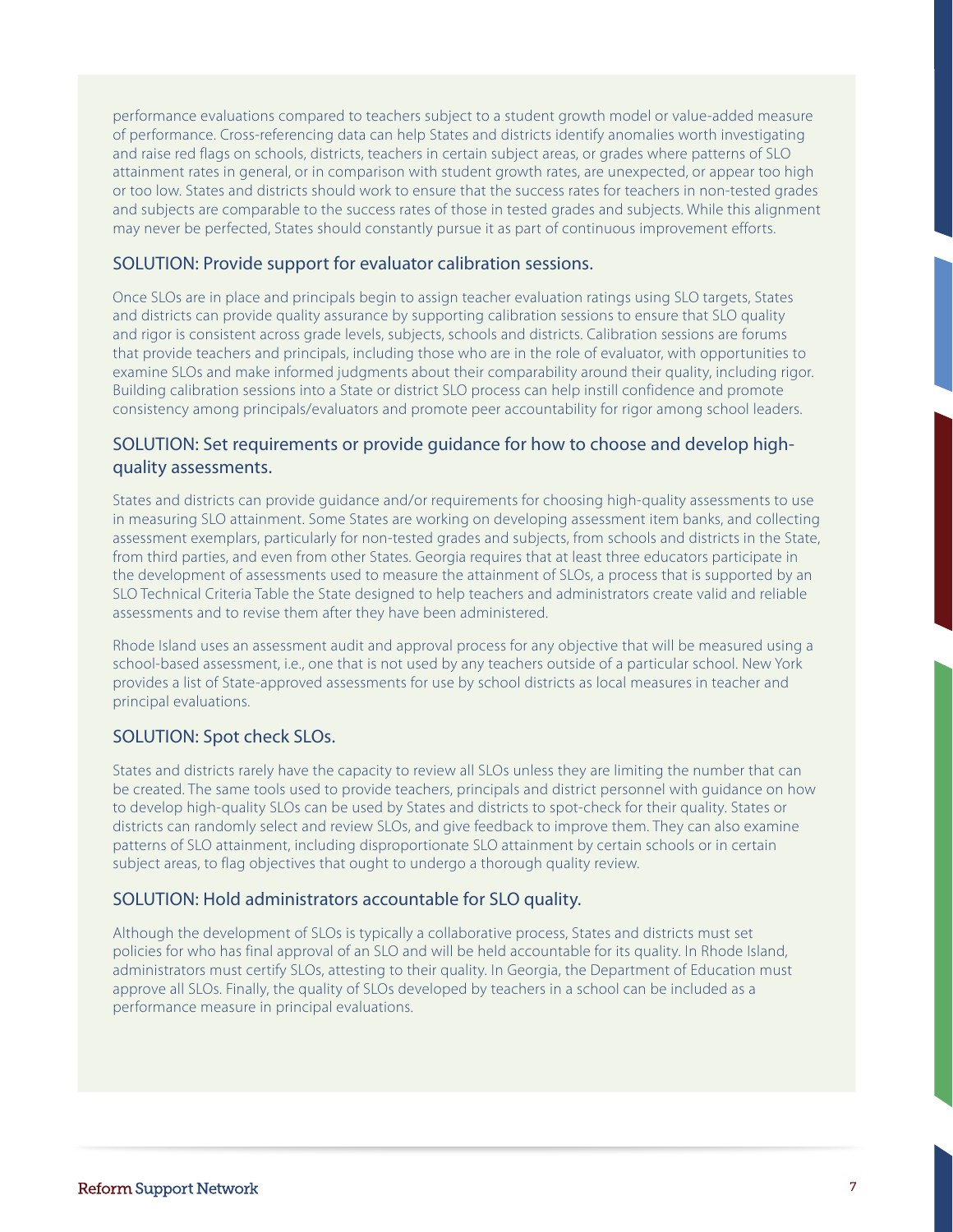performance evaluations compared to teachers subject to a student growth model or value-added measure of performance. Cross-referencing data can help States and districts identify anomalies worth investigating and raise red flags on schools, districts, teachers in certain subject areas, or grades where patterns of SLO attainment rates in general, or in comparison with student growth rates, are unexpected, or appear too high or too low. States and districts should work to ensure that the success rates for teachers in non-tested grades and subjects are comparable to the success rates of those in tested grades and subjects. While this alignment may never be perfected, States should constantly pursue it as part of continuous improvement efforts.

### SOLUTION: Provide support for evaluator calibration sessions.

Once SLOs are in place and principals begin to assign teacher evaluation ratings using SLO targets, States and districts can provide quality assurance by supporting calibration sessions to ensure that SLO quality and rigor is consistent across grade levels, subjects, schools and districts. Calibration sessions are forums that provide teachers and principals, including those who are in the role of evaluator, with opportunities to examine SLOs and make informed judgments about their comparability around their quality, including rigor. Building calibration sessions into a State or district SLO process can help instill confidence and promote consistency among principals/evaluators and promote peer accountability for rigor among school leaders.

### SOLUTION: Set requirements or provide guidance for how to choose and develop high-quality assessments.

States and districts can provide guidance and/or requirements for choosing high-quality assessments to use in measuring SLO attainment. Some States are working on developing assessment item banks, and collecting assessment exemplars, particularly for non-tested grades and subjects, from schools and districts in the State, from third parties, and even from other States. Georgia requires that at least three educators participate in the development of assessments used to measure the attainment of SLOs, a process that is supported by an SLO Technical Criteria Table the State designed to help teachers and administrators create valid and reliable assessments and to revise them after they have been administered.

Rhode Island uses an assessment audit and approval process for any objective that will be measured using a school-based assessment, i.e., one that is not used by any teachers outside of a particular school. New York provides a list of State-approved assessments for use by school districts as local measures in teacher and principal evaluations.

### SOLUTION: Spot check SLOs.

States and districts rarely have the capacity to review all SLOs unless they are limiting the number that can be created. The same tools used to provide teachers, principals and district personnel with guidance on how to develop high-quality SLOs can be used by States and districts to spot-check for their quality. States or districts can randomly select and review SLOs, and give feedback to improve them. They can also examine patterns of SLO attainment, including disproportionate SLO attainment by certain schools or in certain subject areas, to flag objectives that ought to undergo a thorough quality review.

### SOLUTION: Hold administrators accountable for SLO quality.

Although the development of SLOs is typically a collaborative process, States and districts must set policies for who has final approval of an SLO and will be held accountable for its quality. In Rhode Island, administrators must certify SLOs, attesting to their quality. In Georgia, the Department of Education must approve all SLOs. Finally, the quality of SLOs developed by teachers in a school can be included as a performance measure in principal evaluations.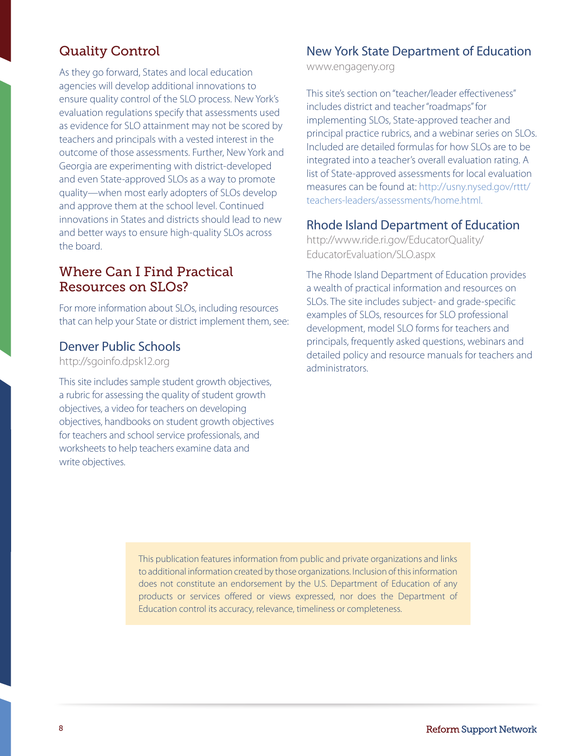## Quality Control

As they go forward, States and local education agencies will develop additional innovations to ensure quality control of the SLO process. New York's evaluation regulations specify that assessments used as evidence for SLO attainment may not be scored by teachers and principals with a vested interest in the outcome of those assessments. Further, New York and Georgia are experimenting with district-developed and even State-approved SLOs as a way to promote quality—when most early adopters of SLOs develop and approve them at the school level. Continued innovations in States and districts should lead to new and better ways to ensure high-quality SLOs across the board.

## Where Can I Find Practical Resources on SLOs?

For more information about SLOs, including resources that can help your State or district implement them, see:

### Denver Public Schools

http://sgoinfo.dpsk12.org

This site includes sample student growth objectives, a rubric for assessing the quality of student growth objectives, a video for teachers on developing objectives, handbooks on student growth objectives for teachers and school service professionals, and worksheets to help teachers examine data and write objectives.

### New York State Department of Education

www.engageny.org

This site's section on "teacher/leader effectiveness" includes district and teacher "roadmaps" for implementing SLOs, State-approved teacher and principal practice rubrics, and a webinar series on SLOs. Included are detailed formulas for how SLOs are to be integrated into a teacher's overall evaluation rating. A list of State-approved assessments for local evaluation measures can be found at: http://usny.nysed.gov/rttt/teachers-leaders/assessments/home.html.

### Rhode Island Department of Education

http://www.ride.ri.gov/EducatorQuality/EducatorEvaluation/SLO.aspx

The Rhode Island Department of Education provides a wealth of practical information and resources on SLOs. The site includes subject- and grade-specific examples of SLOs, resources for SLO professional development, model SLO forms for teachers and principals, frequently asked questions, webinars and detailed policy and resource manuals for teachers and administrators.

This publication features information from public and private organizations and links to additional information created by those organizations. Inclusion of this information does not constitute an endorsement by the U.S. Department of Education of any products or services offered or views expressed, nor does the Department of Education control its accuracy, relevance, timeliness or completeness.